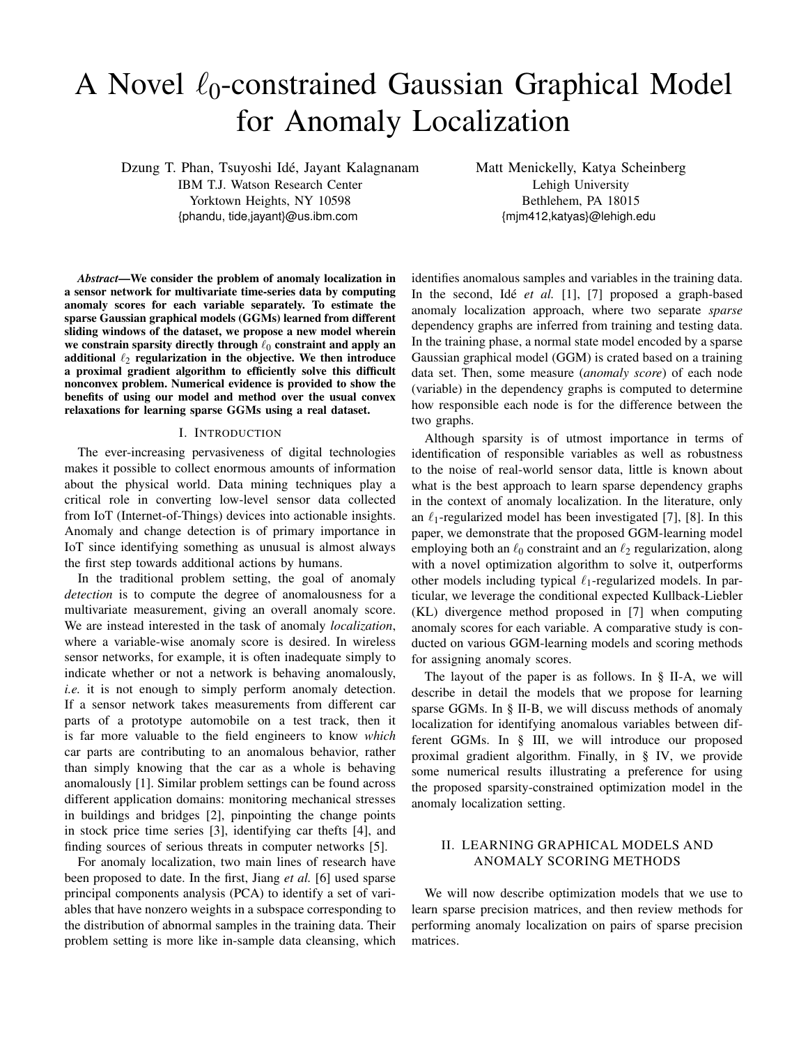# A Novel $\ell_0$-constrained Gaussian Graphical Model for Anomaly Localization

Dzung T. Phan, Tsuyoshi Idé, Jayant Kalagnanam
IBM T.J. Watson Research Center
Yorktown Heights, NY 10598
{phandu, tide,jayant}@us.ibm.com

Matt Menickelly, Katya Scheinberg
Lehigh University
Bethlehem, PA 18015
{mjm412,katyas}@lehigh.edu

***Abstract*—We consider the problem of anomaly localization in a sensor network for multivariate time-series data by computing anomaly scores for each variable separately. To estimate the sparse Gaussian graphical models (GGMs) learned from different sliding windows of the dataset, we propose a new model wherein we constrain sparsity directly through $\ell_0$ constraint and apply an additional $\ell_2$ regularization in the objective. We then introduce a proximal gradient algorithm to efficiently solve this difficult nonconvex problem. Numerical evidence is provided to show the benefits of using our model and method over the usual convex relaxations for learning sparse GGMs using a real dataset.**

## I. Introduction

The ever-increasing pervasiveness of digital technologies makes it possible to collect enormous amounts of information about the physical world. Data mining techniques play a critical role in converting low-level sensor data collected from IoT (Internet-of-Things) devices into actionable insights. Anomaly and change detection is of primary importance in IoT since identifying something as unusual is almost always the first step towards additional actions by humans.

In the traditional problem setting, the goal of anomaly *detection* is to compute the degree of anomalousness for a multivariate measurement, giving an overall anomaly score. We are instead interested in the task of anomaly *localization*, where a variable-wise anomaly score is desired. In wireless sensor networks, for example, it is often inadequate simply to indicate whether or not a network is behaving anomalously, *i.e.* it is not enough to simply perform anomaly detection. If a sensor network takes measurements from different car parts of a prototype automobile on a test track, then it is far more valuable to the field engineers to know *which* car parts are contributing to an anomalous behavior, rather than simply knowing that the car as a whole is behaving anomalously [1]. Similar problem settings can be found across different application domains: monitoring mechanical stresses in buildings and bridges [2], pinpointing the change points in stock price time series [3], identifying car thefts [4], and finding sources of serious threats in computer networks [5].

For anomaly localization, two main lines of research have been proposed to date. In the first, Jiang *et al.* [6] used sparse principal components analysis (PCA) to identify a set of variables that have nonzero weights in a subspace corresponding to the distribution of abnormal samples in the training data. Their problem setting is more like in-sample data cleansing, which identifies anomalous samples and variables in the training data. In the second, Idé *et al.* [1], [7] proposed a graph-based anomaly localization approach, where two separate *sparse* dependency graphs are inferred from training and testing data. In the training phase, a normal state model encoded by a sparse Gaussian graphical model (GGM) is crated based on a training data set. Then, some measure (*anomaly score*) of each node (variable) in the dependency graphs is computed to determine how responsible each node is for the difference between the two graphs.

Although sparsity is of utmost importance in terms of identification of responsible variables as well as robustness to the noise of real-world sensor data, little is known about what is the best approach to learn sparse dependency graphs in the context of anomaly localization. In the literature, only an $\ell_1$-regularized model has been investigated [7], [8]. In this paper, we demonstrate that the proposed GGM-learning model employing both an $\ell_0$ constraint and an $\ell_2$ regularization, along with a novel optimization algorithm to solve it, outperforms other models including typical $\ell_1$-regularized models. In particular, we leverage the conditional expected Kullback-Leibler (KL) divergence method proposed in [7] when computing anomaly scores for each variable. A comparative study is conducted on various GGM-learning models and scoring methods for assigning anomaly scores.

The layout of the paper is as follows. In § II-A, we will describe in detail the models that we propose for learning sparse GGMs. In § II-B, we will discuss methods of anomaly localization for identifying anomalous variables between different GGMs. In § III, we will introduce our proposed proximal gradient algorithm. Finally, in § IV, we provide some numerical results illustrating a preference for using the proposed sparsity-constrained optimization model in the anomaly localization setting.

## II. Learning Graphical Models and Anomaly Scoring Methods

We will now describe optimization models that we use to learn sparse precision matrices, and then review methods for performing anomaly localization on pairs of sparse precision matrices.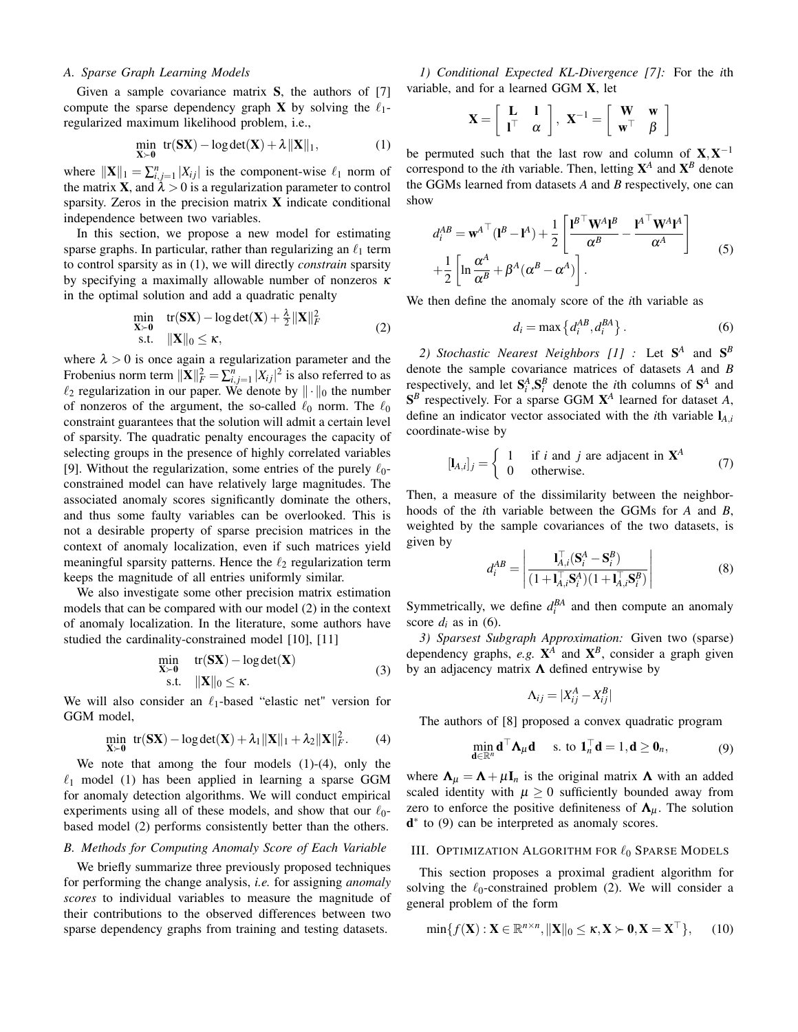### A. Sparse Graph Learning Models

Given a sample covariance matrix $\mathbf{S}$, the authors of [7] compute the sparse dependency graph $\mathbf{X}$ by solving the $\ell_1$-regularized maximum likelihood problem, i.e.,

$$\min_{\mathbf{X}\succ\mathbf{0}} \ \mathrm{tr}(\mathbf{S}\mathbf{X}) - \log\det(\mathbf{X}) + \lambda\|\mathbf{X}\|_1, \tag{1}$$

where $\|\mathbf{X}\|_1 = \sum_{i,j=1}^n |X_{ij}|$ is the component-wise $\ell_1$ norm of the matrix $\mathbf{X}$, and $\lambda > 0$ is a regularization parameter to control sparsity. Zeros in the precision matrix $\mathbf{X}$ indicate conditional independence between two variables.

In this section, we propose a new model for estimating sparse graphs. In particular, rather than regularizing an $\ell_1$ term to control sparsity as in (1), we will directly *constrain* sparsity by specifying a maximally allowable number of nonzeros $\kappa$ in the optimal solution and add a quadratic penalty

$$\begin{aligned} \min_{\mathbf{X}\succ\mathbf{0}} \quad & \mathrm{tr}(\mathbf{S}\mathbf{X}) - \log\det(\mathbf{X}) + \tfrac{\lambda}{2}\|\mathbf{X}\|_F^2 \\ \text{s.t.} \quad & \|\mathbf{X}\|_0 \le \kappa, \end{aligned} \tag{2}$$

where $\lambda > 0$ is once again a regularization parameter and the Frobenius norm term $\|\mathbf{X}\|_F^2 = \sum_{i,j=1}^n |X_{ij}|^2$ is also referred to as $\ell_2$ regularization in our paper. We denote by $\|\cdot\|_0$ the number of nonzeros of the argument, the so-called $\ell_0$ norm. The $\ell_0$ constraint guarantees that the solution will admit a certain level of sparsity. The quadratic penalty encourages the capacity of selecting groups in the presence of highly correlated variables [9]. Without the regularization, some entries of the purely $\ell_0$-constrained model can have relatively large magnitudes. The associated anomaly scores significantly dominate the others, and thus some faulty variables can be overlooked. This is not a desirable property of sparse precision matrices in the context of anomaly localization, even if such matrices yield meaningful sparsity patterns. Hence the $\ell_2$ regularization term keeps the magnitude of all entries uniformly similar.

We also investigate some other precision matrix estimation models that can be compared with our model (2) in the context of anomaly localization. In the literature, some authors have studied the cardinality-constrained model [10], [11]

$$\begin{aligned} \min_{\mathbf{X}\succ\mathbf{0}} \quad & \mathrm{tr}(\mathbf{S}\mathbf{X}) - \log\det(\mathbf{X}) \\ \text{s.t.} \quad & \|\mathbf{X}\|_0 \le \kappa. \end{aligned} \tag{3}$$

We will also consider an $\ell_1$-based "elastic net" version for GGM model,

$$\min_{\mathbf{X}\succ\mathbf{0}} \ \mathrm{tr}(\mathbf{S}\mathbf{X}) - \log\det(\mathbf{X}) + \lambda_1\|\mathbf{X}\|_1 + \lambda_2\|\mathbf{X}\|_F^2. \tag{4}$$

We note that among the four models (1)-(4), only the $\ell_1$ model (1) has been applied in learning a sparse GGM for anomaly detection algorithms. We will conduct empirical experiments using all of these models, and show that our $\ell_0$-based model (2) performs consistently better than the others.

### B. Methods for Computing Anomaly Score of Each Variable

We briefly summarize three previously proposed techniques for performing the change analysis, *i.e.* for assigning *anomaly scores* to individual variables to measure the magnitude of their contributions to the observed differences between two sparse dependency graphs from training and testing datasets.

*1) Conditional Expected KL-Divergence [7]:* For the $i$th variable, and for a learned GGM $\mathbf{X}$, let

$$\mathbf{X} = \begin{bmatrix} \mathbf{L} & \mathbf{l} \\ \mathbf{l}^\top & \alpha \end{bmatrix}, \ \mathbf{X}^{-1} = \begin{bmatrix} \mathbf{W} & \mathbf{w} \\ \mathbf{w}^\top & \beta \end{bmatrix}$$

be permuted such that the last row and column of $\mathbf{X}, \mathbf{X}^{-1}$ correspond to the $i$th variable. Then, letting $\mathbf{X}^A$ and $\mathbf{X}^B$ denote the GGMs learned from datasets $A$ and $B$ respectively, one can show

$$\begin{aligned} d_i^{AB} &= \mathbf{w}^{A\top}(\mathbf{l}^B - \mathbf{l}^A) + \frac{1}{2}\left[\frac{\mathbf{l}^{B\top}\mathbf{W}^A\mathbf{l}^B}{\alpha^B} - \frac{\mathbf{l}^{A\top}\mathbf{W}^A\mathbf{l}^A}{\alpha^A}\right] \\ &+ \frac{1}{2}\left[\ln\frac{\alpha^A}{\alpha^B} + \beta^A(\alpha^B - \alpha^A)\right]. \end{aligned} \tag{5}$$

We then define the anomaly score of the $i$th variable as

$$d_i = \max\left\{d_i^{AB}, d_i^{BA}\right\}. \tag{6}$$

*2) Stochastic Nearest Neighbors [1] :* Let $\mathbf{S}^A$ and $\mathbf{S}^B$ denote the sample covariance matrices of datasets $A$ and $B$ respectively, and let $\mathbf{S}_i^A, \mathbf{S}_i^B$ denote the $i$th columns of $\mathbf{S}^A$ and $\mathbf{S}^B$ respectively. For a sparse GGM $\mathbf{X}^A$ learned for dataset $A$, define an indicator vector associated with the $i$th variable $\mathbf{l}_{A,i}$ coordinate-wise by

$$[\mathbf{l}_{A,i}]_j = \begin{cases} 1 & \text{if } i \text{ and } j \text{ are adjacent in } \mathbf{X}^A \\ 0 & \text{otherwise.} \end{cases} \tag{7}$$

Then, a measure of the dissimilarity between the neighborhoods of the $i$th variable between the GGMs for $A$ and $B$, weighted by the sample covariances of the two datasets, is given by

$$d_i^{AB} = \left|\frac{\mathbf{l}_{A,i}^\top(\mathbf{S}_i^A - \mathbf{S}_i^B)}{(1 + \mathbf{l}_{A,i}^\top\mathbf{S}_i^A)(1 + \mathbf{l}_{A,i}^\top\mathbf{S}_i^B)}\right| \tag{8}$$

Symmetrically, we define $d_i^{BA}$ and then compute an anomaly score $d_i$ as in (6).

*3) Sparsest Subgraph Approximation:* Given two (sparse) dependency graphs, *e.g.* $\mathbf{X}^A$ and $\mathbf{X}^B$, consider a graph given by an adjacency matrix $\mathbf{\Lambda}$ defined entrywise by

$$\Lambda_{ij} = |X_{ij}^A - X_{ij}^B|$$

The authors of [8] proposed a convex quadratic program

$$\min_{\mathbf{d}\in\mathbb{R}^n} \mathbf{d}^\top\mathbf{\Lambda}_\mu\mathbf{d} \quad \text{s. to } \mathbf{1}_n^\top\mathbf{d} = 1, \mathbf{d} \ge \mathbf{0}_n, \tag{9}$$

where $\mathbf{\Lambda}_\mu = \mathbf{\Lambda} + \mu\mathbf{I}_n$ is the original matrix $\mathbf{\Lambda}$ with an added scaled identity with $\mu \ge 0$ sufficiently bounded away from zero to enforce the positive definiteness of $\mathbf{\Lambda}_\mu$. The solution $\mathbf{d}^*$ to (9) can be interpreted as anomaly scores.

## III. Optimization Algorithm for $\ell_0$ Sparse Models

This section proposes a proximal gradient algorithm for solving the $\ell_0$-constrained problem (2). We will consider a general problem of the form

$$\min\{f(\mathbf{X}) : \mathbf{X} \in \mathbb{R}^{n\times n}, \|\mathbf{X}\|_0 \le \kappa, \mathbf{X} \succ \mathbf{0}, \mathbf{X} = \mathbf{X}^\top\}, \tag{10}$$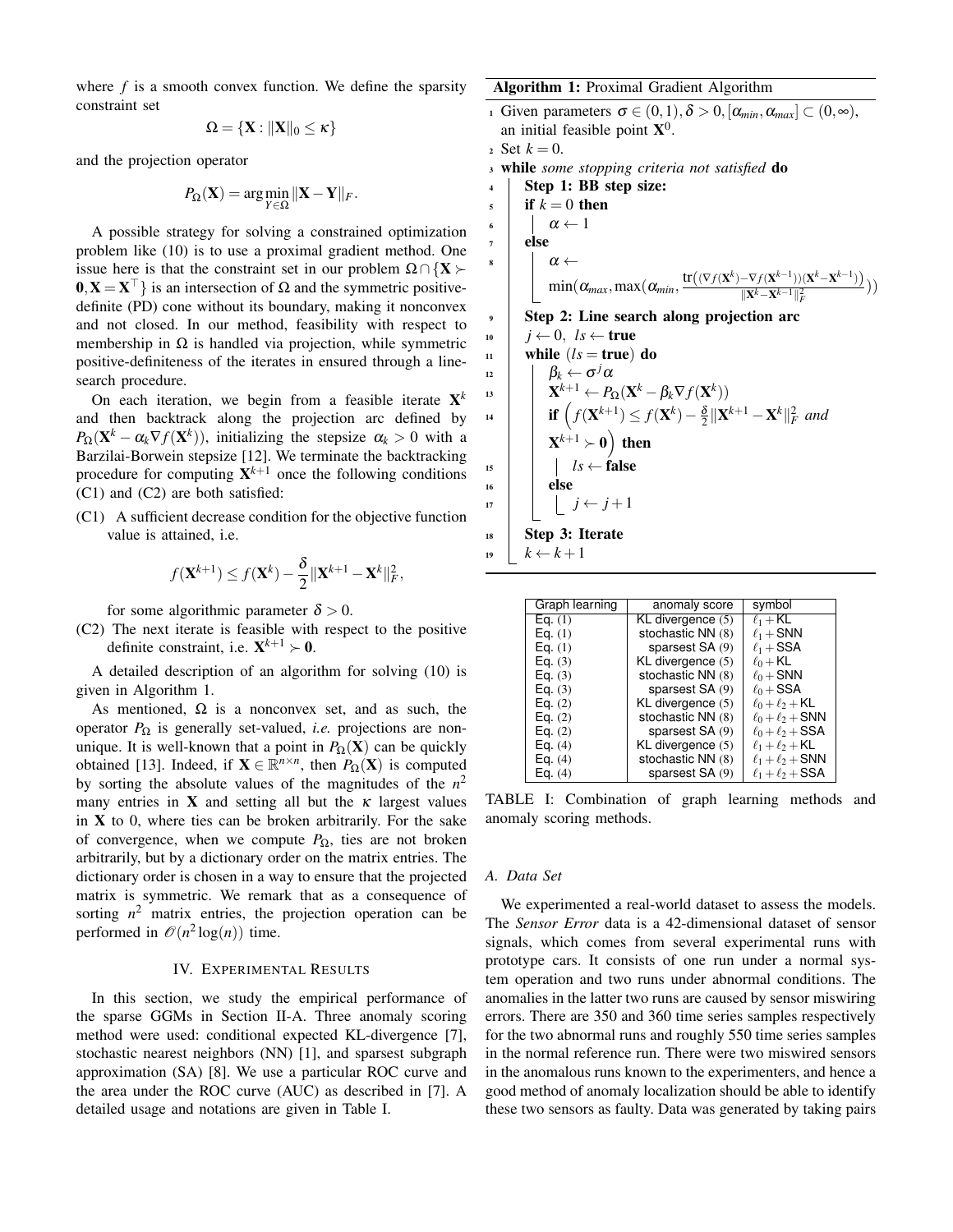where $f$ is a smooth convex function. We define the sparsity constraint set

$$\Omega = \{\mathbf{X} : \|\mathbf{X}\|_0 \leq \kappa\}$$

and the projection operator

$$P_\Omega(\mathbf{X}) = \arg\min_{Y \in \Omega} \|\mathbf{X} - \mathbf{Y}\|_F.$$

A possible strategy for solving a constrained optimization problem like (10) is to use a proximal gradient method. One issue here is that the constraint set in our problem $\Omega \cap \{\mathbf{X} \succ \mathbf{0}, \mathbf{X} = \mathbf{X}^\top\}$ is an intersection of $\Omega$ and the symmetric positive-definite (PD) cone without its boundary, making it nonconvex and not closed. In our method, feasibility with respect to membership in $\Omega$ is handled via projection, while symmetric positive-definiteness of the iterates in ensured through a line-search procedure.

On each iteration, we begin from a feasible iterate $\mathbf{X}^k$ and then backtrack along the projection arc defined by $P_\Omega(\mathbf{X}^k - \alpha_k \nabla f(\mathbf{X}^k))$, initializing the stepsize $\alpha_k > 0$ with a Barzilai-Borwein stepsize [12]. We terminate the backtracking procedure for computing $\mathbf{X}^{k+1}$ once the following conditions (C1) and (C2) are both satisfied:

(C1) A sufficient decrease condition for the objective function value is attained, i.e.

$$f(\mathbf{X}^{k+1}) \leq f(\mathbf{X}^k) - \frac{\delta}{2}\|\mathbf{X}^{k+1} - \mathbf{X}^k\|_F^2,$$

for some algorithmic parameter $\delta > 0$.

(C2) The next iterate is feasible with respect to the positive definite constraint, i.e. $\mathbf{X}^{k+1} \succ \mathbf{0}$.

A detailed description of an algorithm for solving (10) is given in Algorithm 1.

As mentioned, $\Omega$ is a nonconvex set, and as such, the operator $P_\Omega$ is generally set-valued, *i.e.* projections are non-unique. It is well-known that a point in $P_\Omega(\mathbf{X})$ can be quickly obtained [13]. Indeed, if $\mathbf{X} \in \mathbb{R}^{n \times n}$, then $P_\Omega(\mathbf{X})$ is computed by sorting the absolute values of the magnitudes of the $n^2$ many entries in $\mathbf{X}$ and setting all but the $\kappa$ largest values in $\mathbf{X}$ to 0, where ties can be broken arbitrarily. For the sake of convergence, when we compute $P_\Omega$, ties are not broken arbitrarily, but by a dictionary order on the matrix entries. The dictionary order is chosen in a way to ensure that the projected matrix is symmetric. We remark that as a consequence of sorting $n^2$ matrix entries, the projection operation can be performed in $\mathcal{O}(n^2 \log(n))$ time.

**Algorithm 1:** Proximal Gradient Algorithm

```
1  Given parameters σ ∈ (0,1), δ > 0, [α_min, α_max] ⊂ (0,∞),
   an initial feasible point X^0.
2  Set k = 0.
3  while some stopping criteria not satisfied do
4      Step 1: BB step size:
5      if k = 0 then
6          α ← 1
7      else
8          α ← min(α_max, max(α_min, tr((∇f(X^k) − ∇f(X^{k−1}))(X^k − X^{k−1})) / ||X^k − X^{k−1}||_F^2))
9      Step 2: Line search along projection arc
10     j ← 0, ls ← true
11     while (ls = true) do
12         β_k ← σ^j α
13         X^{k+1} ← P_Ω(X^k − β_k ∇f(X^k))
14         if ( f(X^{k+1}) ≤ f(X^k) − (δ/2)||X^{k+1} − X^k||_F^2 and X^{k+1} ≻ 0 ) then
15             ls ← false
16         else
17             j ← j + 1
18     Step 3: Iterate
19     k ← k + 1
```

## IV. Experimental Results

In this section, we study the empirical performance of the sparse GGMs in Section II-A. Three anomaly scoring method were used: conditional expected KL-divergence [7], stochastic nearest neighbors (NN) [1], and sparsest subgraph approximation (SA) [8]. We use a particular ROC curve and the area under the ROC curve (AUC) as described in [7]. A detailed usage and notations are given in Table I.

| Graph learning | anomaly score | symbol |
|---|---|---|
| Eq. (1) | KL divergence (5) | $\ell_1 + \text{KL}$ |
| Eq. (1) | stochastic NN (8) | $\ell_1 + \text{SNN}$ |
| Eq. (1) | sparsest SA (9) | $\ell_1 + \text{SSA}$ |
| Eq. (3) | KL divergence (5) | $\ell_0 + \text{KL}$ |
| Eq. (3) | stochastic NN (8) | $\ell_0 + \text{SNN}$ |
| Eq. (3) | sparsest SA (9) | $\ell_0 + \text{SSA}$ |
| Eq. (2) | KL divergence (5) | $\ell_0 + \ell_2 + \text{KL}$ |
| Eq. (2) | stochastic NN (8) | $\ell_0 + \ell_2 + \text{SNN}$ |
| Eq. (2) | sparsest SA (9) | $\ell_0 + \ell_2 + \text{SSA}$ |
| Eq. (4) | KL divergence (5) | $\ell_1 + \ell_2 + \text{KL}$ |
| Eq. (4) | stochastic NN (8) | $\ell_1 + \ell_2 + \text{SNN}$ |
| Eq. (4) | sparsest SA (9) | $\ell_1 + \ell_2 + \text{SSA}$ |

TABLE I: Combination of graph learning methods and anomaly scoring methods.

### A. Data Set

We experimented a real-world dataset to assess the models. The *Sensor Error* data is a 42-dimensional dataset of sensor signals, which comes from several experimental runs with prototype cars. It consists of one run under a normal system operation and two runs under abnormal conditions. The anomalies in the latter two runs are caused by sensor miswiring errors. There are 350 and 360 time series samples respectively for the two abnormal runs and roughly 550 time series samples in the normal reference run. There were two miswired sensors in the anomalous runs known to the experimenters, and hence a good method of anomaly localization should be able to identify these two sensors as faulty. Data was generated by taking pairs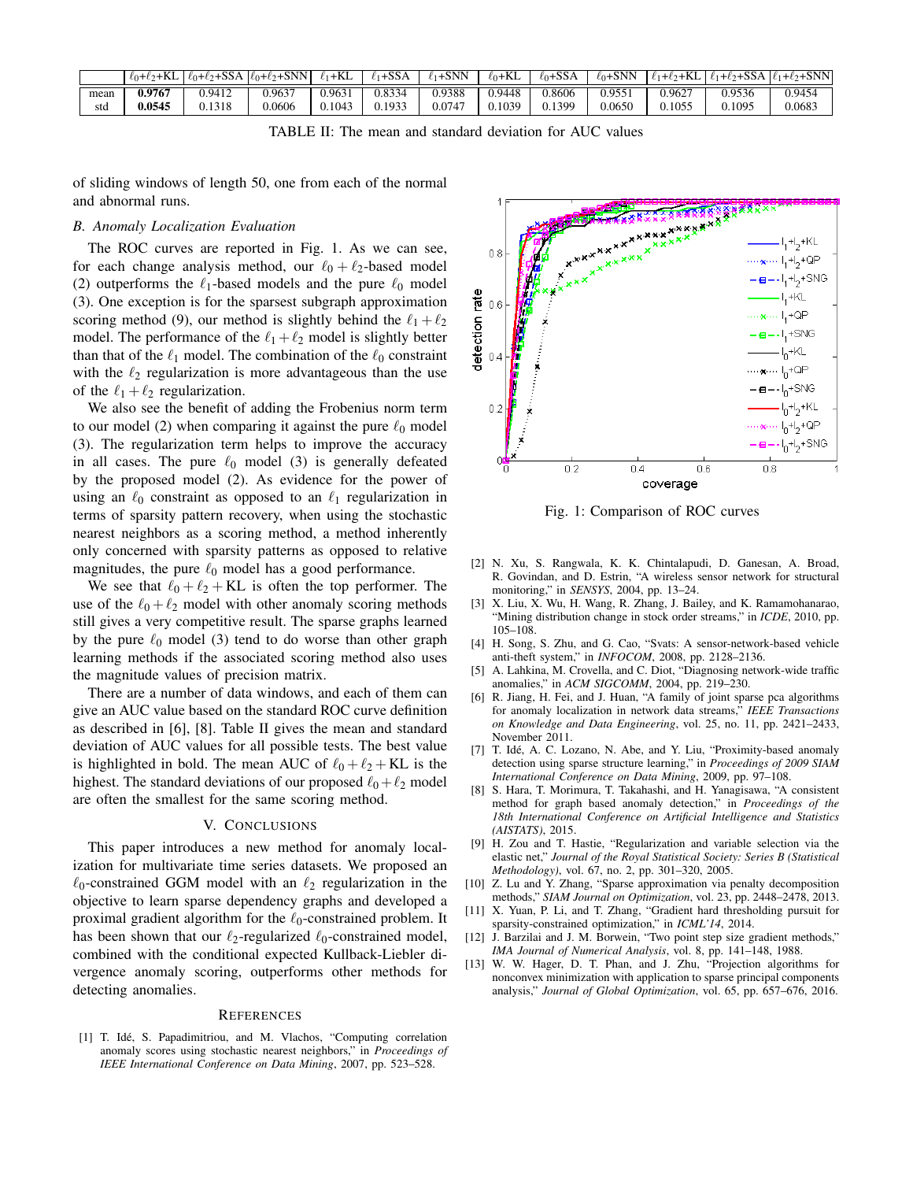| | $\ell_0$+$\ell_2$+KL | $\ell_0$+$\ell_2$+SSA | $\ell_0$+$\ell_2$+SNN | $\ell_1$+KL | $\ell_1$+SSA | $\ell_1$+SNN | $\ell_0$+KL | $\ell_0$+SSA | $\ell_0$+SNN | $\ell_1$+$\ell_2$+KL | $\ell_1$+$\ell_2$+SSA | $\ell_1$+$\ell_2$+SNN |
|---|---|---|---|---|---|---|---|---|---|---|---|---|
| mean | **0.9767** | 0.9412 | 0.9637 | 0.9631 | 0.8334 | 0.9388 | 0.9448 | 0.8606 | 0.9551 | 0.9627 | 0.9536 | 0.9454 |
| std | **0.0545** | 0.1318 | 0.0606 | 0.1043 | 0.1933 | 0.0747 | 0.1039 | 0.1399 | 0.0650 | 0.1055 | 0.1095 | 0.0683 |

TABLE II: The mean and standard deviation for AUC values

of sliding windows of length 50, one from each of the normal and abnormal runs.

### B. Anomaly Localization Evaluation

The ROC curves are reported in Fig. 1. As we can see, for each change analysis method, our $\ell_0 + \ell_2$-based model (2) outperforms the $\ell_1$-based models and the pure $\ell_0$ model (3). One exception is for the sparsest subgraph approximation scoring method (9), our method is slightly behind the $\ell_1 + \ell_2$ model. The performance of the $\ell_1 + \ell_2$ model is slightly better than that of the $\ell_1$ model. The combination of the $\ell_0$ constraint with the $\ell_2$ regularization is more advantageous than the use of the $\ell_1 + \ell_2$ regularization.

We also see the benefit of adding the Frobenius norm term to our model (2) when comparing it against the pure $\ell_0$ model (3). The regularization term helps to improve the accuracy in all cases. The pure $\ell_0$ model (3) is generally defeated by the proposed model (2). As evidence for the power of using an $\ell_0$ constraint as opposed to an $\ell_1$ regularization in terms of sparsity pattern recovery, when using the stochastic nearest neighbors as a scoring method, a method inherently only concerned with sparsity patterns as opposed to relative magnitudes, the pure $\ell_0$ model has a good performance.

We see that $\ell_0 + \ell_2 + \text{KL}$ is often the top performer. The use of the $\ell_0 + \ell_2$ model with other anomaly scoring methods still gives a very competitive result. The sparse graphs learned by the pure $\ell_0$ model (3) tend to do worse than other graph learning methods if the associated scoring method also uses the magnitude values of precision matrix.

There are a number of data windows, and each of them can give an AUC value based on the standard ROC curve definition as described in [6], [8]. Table II gives the mean and standard deviation of AUC values for all possible tests. The best value is highlighted in bold. The mean AUC of $\ell_0 + \ell_2 + \text{KL}$ is the highest. The standard deviations of our proposed $\ell_0 + \ell_2$ model are often the smallest for the same scoring method.

detection rate

coverage

0
0.2
0.4
0.6
0.8
1

l1+l2+KL
l1+l2+QP
l1+l2+SNG
l1+KL
l1+QP
l1+SNG
l0+KL
l0+QP
l0+SNG
l0+l2+KL
l0+l2+QP
l0+l2+SNG

Fig. 1: Comparison of ROC curves

## V. Conclusions

This paper introduces a new method for anomaly localization for multivariate time series datasets. We proposed an $\ell_0$-constrained GGM model with an $\ell_2$ regularization in the objective to learn sparse dependency graphs and developed a proximal gradient algorithm for the $\ell_0$-constrained problem. It has been shown that our $\ell_2$-regularized $\ell_0$-constrained model, combined with the conditional expected Kullback-Liebler divergence anomaly scoring, outperforms other methods for detecting anomalies.

## References

[1] T. Idé, S. Papadimitriou, and M. Vlachos, "Computing correlation anomaly scores using stochastic nearest neighbors," in *Proceedings of IEEE International Conference on Data Mining*, 2007, pp. 523–528.

[2] N. Xu, S. Rangwala, K. K. Chintalapudi, D. Ganesan, A. Broad, R. Govindan, and D. Estrin, "A wireless sensor network for structural monitoring," in *SENSYS*, 2004, pp. 13–24.

[3] X. Liu, X. Wu, H. Wang, R. Zhang, J. Bailey, and K. Ramamohanarao, "Mining distribution change in stock order streams," in *ICDE*, 2010, pp. 105–108.

[4] H. Song, S. Zhu, and G. Cao, "Svats: A sensor-network-based vehicle anti-theft system," in *INFOCOM*, 2008, pp. 2128–2136.

[5] A. Lahkina, M. Crovella, and C. Diot, "Diagnosing network-wide traffic anomalies," in *ACM SIGCOMM*, 2004, pp. 219–230.

[6] R. Jiang, H. Fei, and J. Huan, "A family of joint sparse pca algorithms for anomaly localization in network data streams," *IEEE Transactions on Knowledge and Data Engineering*, vol. 25, no. 11, pp. 2421–2433, November 2011.

[7] T. Idé, A. C. Lozano, N. Abe, and Y. Liu, "Proximity-based anomaly detection using sparse structure learning," in *Proceedings of 2009 SIAM International Conference on Data Mining*, 2009, pp. 97–108.

[8] S. Hara, T. Morimura, T. Takahashi, and H. Yanagisawa, "A consistent method for graph based anomaly detection," in *Proceedings of the 18th International Conference on Artificial Intelligence and Statistics (AISTATS)*, 2015.

[9] H. Zou and T. Hastie, "Regularization and variable selection via the elastic net," *Journal of the Royal Statistical Society: Series B (Statistical Methodology)*, vol. 67, no. 2, pp. 301–320, 2005.

[10] Z. Lu and Y. Zhang, "Sparse approximation via penalty decomposition methods," *SIAM Journal on Optimization*, vol. 23, pp. 2448–2478, 2013.

[11] X. Yuan, P. Li, and T. Zhang, "Gradient hard thresholding pursuit for sparsity-constrained optimization," in *ICML'14*, 2014.

[12] J. Barzilai and J. M. Borwein, "Two point step size gradient methods," *IMA Journal of Numerical Analysis*, vol. 8, pp. 141–148, 1988.

[13] W. W. Hager, D. T. Phan, and J. Zhu, "Projection algorithms for nonconvex minimization with application to sparse principal components analysis," *Journal of Global Optimization*, vol. 65, pp. 657–676, 2016.